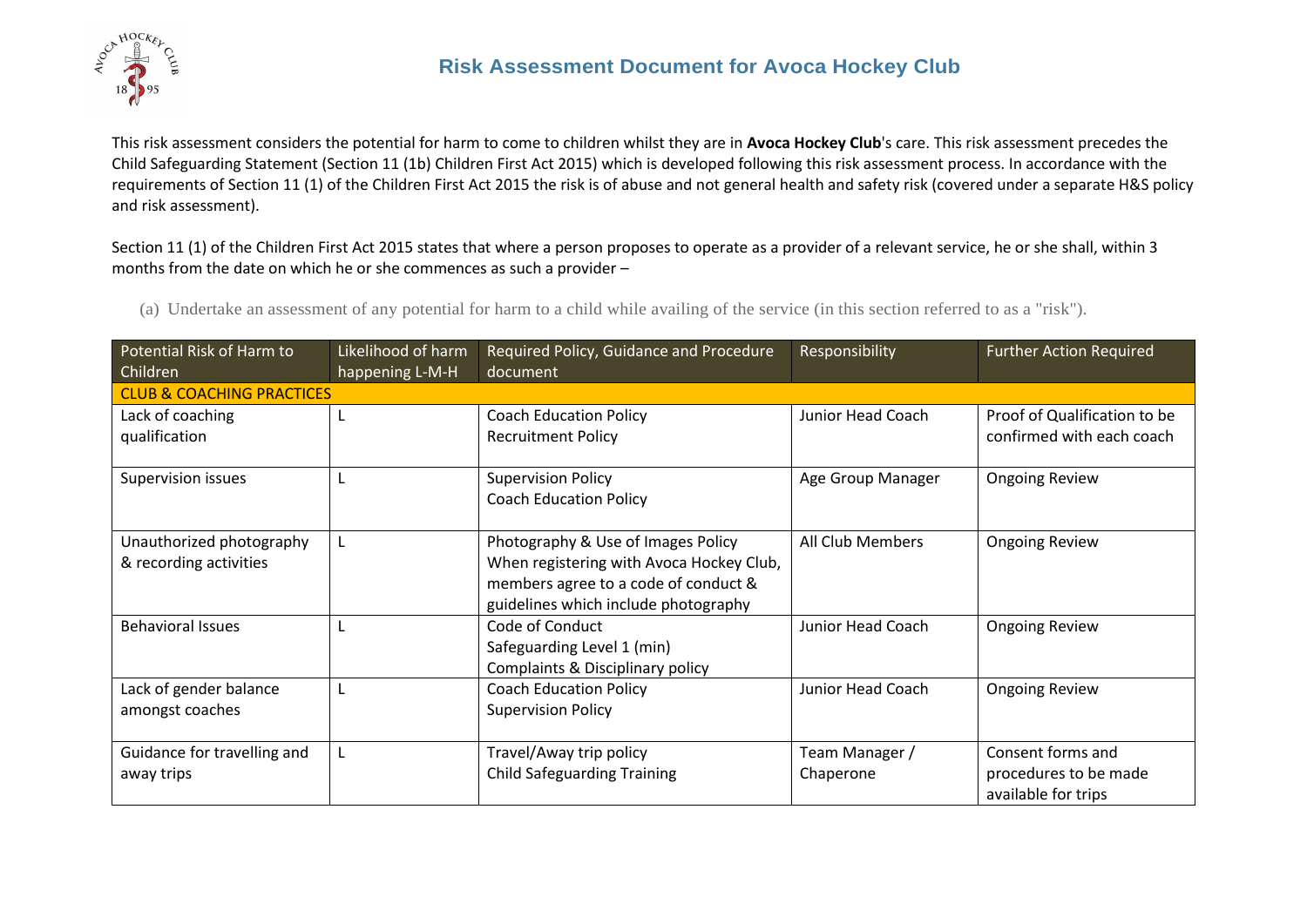# Risk Assessment Document for Avoca Hockey Club

This risk assessment considers the potential for harm to come to children whilst they are in **Avoca Hockey Club**'s care. This risk assessment precedes the Child Safeguarding Statement (Section 11 (1b) Children First Act 2015) which is developed following this risk assessment process. In accordance with the requirements of Section 11 (1) of the Children First Act 2015 the risk is of abuse and not general health and safety risk (covered under a separate H&S policy and risk assessment).

Section 11 (1) of the Children First Act 2015 states that where a person proposes to operate as a provider of a relevant service, he or she shall, within 3 months from the date on which he or she commences as such a provider –

(a) Undertake an assessment of any potential for harm to a child while availing of the service (in this section referred to as a "risk").

| Potential Risk of Harm to Children | Likelihood of harm happening L-M-H | Required Policy, Guidance and Procedure document | Responsibility | Further Action Required |
|---|---|---|---|---|
| **CLUB & COACHING PRACTICES** | | | | |
| Lack of coaching qualification | L | Coach Education Policy<br>Recruitment Policy | Junior Head Coach | Proof of Qualification to be confirmed with each coach |
| Supervision issues | L | Supervision Policy<br>Coach Education Policy | Age Group Manager | Ongoing Review |
| Unauthorized photography & recording activities | L | Photography & Use of Images Policy<br>When registering with Avoca Hockey Club, members agree to a code of conduct & guidelines which include photography | All Club Members | Ongoing Review |
| Behavioral Issues | L | Code of Conduct<br>Safeguarding Level 1 (min)<br>Complaints & Disciplinary policy | Junior Head Coach | Ongoing Review |
| Lack of gender balance amongst coaches | L | Coach Education Policy<br>Supervision Policy | Junior Head Coach | Ongoing Review |
| Guidance for travelling and away trips | L | Travel/Away trip policy<br>Child Safeguarding Training | Team Manager / Chaperone | Consent forms and procedures to be made available for trips |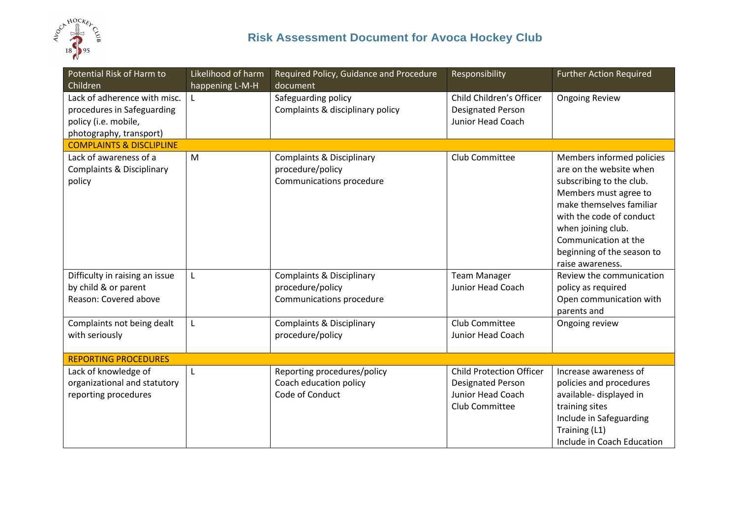## Risk Assessment Document for Avoca Hockey Club

| Potential Risk of Harm to Children | Likelihood of harm happening L-M-H | Required Policy, Guidance and Procedure document | Responsibility | Further Action Required |
|---|---|---|---|---|
| Lack of adherence with misc. procedures in Safeguarding policy (i.e. mobile, photography, transport) | L | Safeguarding policy<br>Complaints & disciplinary policy | Child Children's Officer<br>Designated Person<br>Junior Head Coach | Ongoing Review |
| **COMPLAINTS & DISCLIPLINE** | | | | |
| Lack of awareness of a Complaints & Disciplinary policy | M | Complaints & Disciplinary procedure/policy<br>Communications procedure | Club Committee | Members informed policies are on the website when subscribing to the club. Members must agree to make themselves familiar with the code of conduct when joining club. Communication at the beginning of the season to raise awareness. |
| Difficulty in raising an issue by child & or parent<br>Reason: Covered above | L | Complaints & Disciplinary procedure/policy<br>Communications procedure | Team Manager<br>Junior Head Coach | Review the communication policy as required<br>Open communication with parents and |
| Complaints not being dealt with seriously | L | Complaints & Disciplinary procedure/policy | Club Committee<br>Junior Head Coach | Ongoing review |
| **REPORTING PROCEDURES** | | | | |
| Lack of knowledge of organizational and statutory reporting procedures | L | Reporting procedures/policy<br>Coach education policy<br>Code of Conduct | Child Protection Officer<br>Designated Person<br>Junior Head Coach<br>Club Committee | Increase awareness of policies and procedures available- displayed in training sites<br>Include in Safeguarding Training (L1)<br>Include in Coach Education |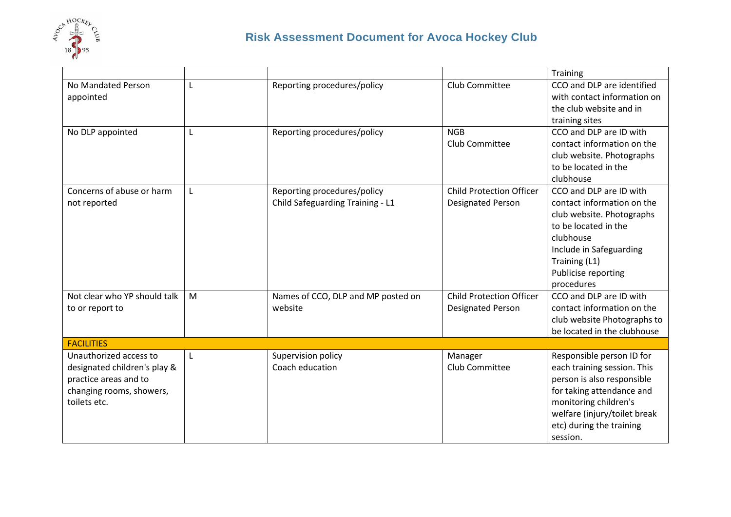| | | | | Training |
|---|---|---|---|---|
| No Mandated Person appointed | L | Reporting procedures/policy | Club Committee | CCO and DLP are identified with contact information on the club website and in training sites |
| No DLP appointed | L | Reporting procedures/policy | NGB<br>Club Committee | CCO and DLP are ID with contact information on the club website. Photographs to be located in the clubhouse |
| Concerns of abuse or harm not reported | L | Reporting procedures/policy<br>Child Safeguarding Training - L1 | Child Protection Officer<br>Designated Person | CCO and DLP are ID with contact information on the club website. Photographs to be located in the clubhouse<br>Include in Safeguarding Training (L1)<br>Publicise reporting procedures |
| Not clear who YP should talk to or report to | M | Names of CCO, DLP and MP posted on website | Child Protection Officer<br>Designated Person | CCO and DLP are ID with contact information on the club website Photographs to be located in the clubhouse |
| **FACILITIES** | | | | |
| Unauthorized access to designated children's play & practice areas and to changing rooms, showers, toilets etc. | L | Supervision policy<br>Coach education | Manager<br>Club Committee | Responsible person ID for each training session. This person is also responsible for taking attendance and monitoring children's welfare (injury/toilet break etc) during the training session. |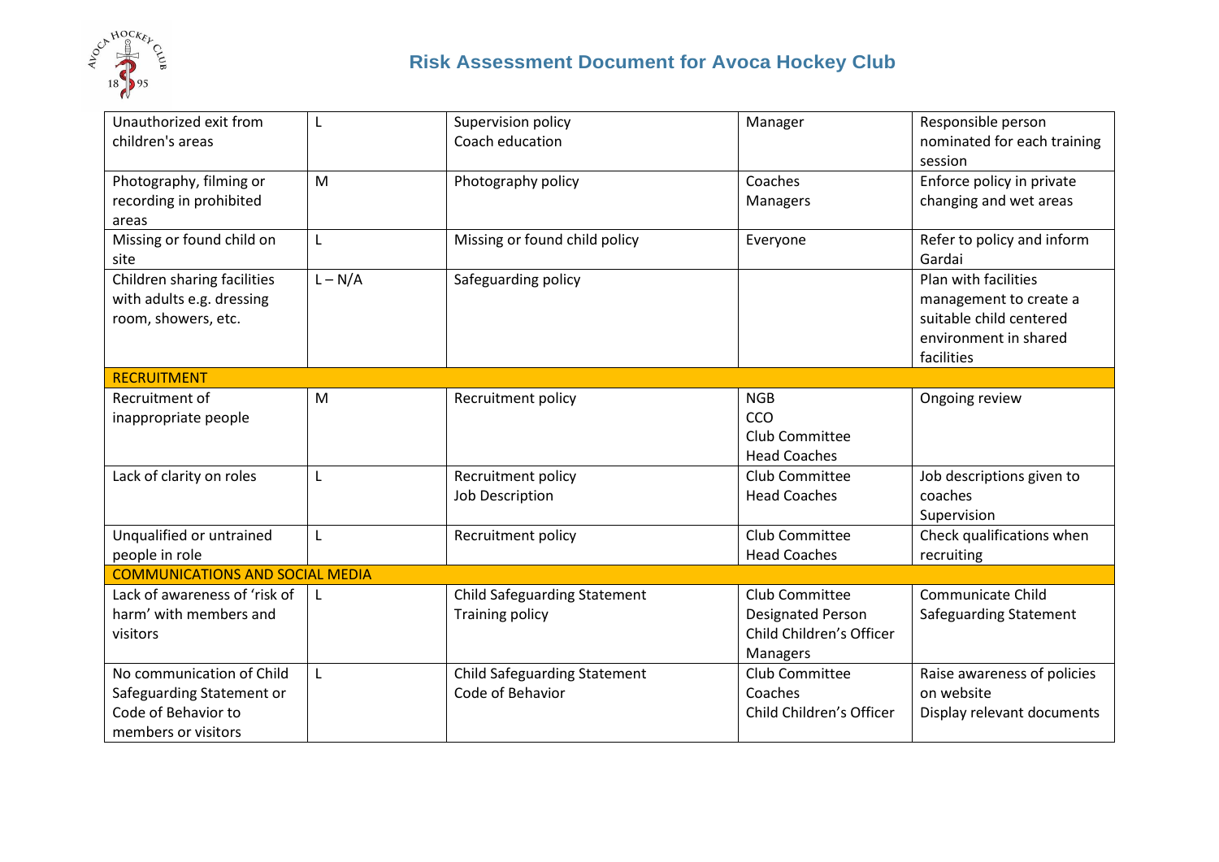| | | | | |
|---|---|---|---|---|
| Unauthorized exit from children's areas | L | Supervision policy<br>Coach education | Manager | Responsible person nominated for each training session |
| Photography, filming or recording in prohibited areas | M | Photography policy | Coaches<br>Managers | Enforce policy in private changing and wet areas |
| Missing or found child on site | L | Missing or found child policy | Everyone | Refer to policy and inform Gardai |
| Children sharing facilities with adults e.g. dressing room, showers, etc. | L – N/A | Safeguarding policy | | Plan with facilities management to create a suitable child centered environment in shared facilities |
| **RECRUITMENT** | | | | |
| Recruitment of inappropriate people | M | Recruitment policy | NGB<br>CCO<br>Club Committee<br>Head Coaches | Ongoing review |
| Lack of clarity on roles | L | Recruitment policy<br>Job Description | Club Committee<br>Head Coaches | Job descriptions given to coaches<br>Supervision |
| Unqualified or untrained people in role | L | Recruitment policy | Club Committee<br>Head Coaches | Check qualifications when recruiting |
| **COMMUNICATIONS AND SOCIAL MEDIA** | | | | |
| Lack of awareness of 'risk of harm' with members and visitors | L | Child Safeguarding Statement<br>Training policy | Club Committee<br>Designated Person<br>Child Children's Officer<br>Managers | Communicate Child Safeguarding Statement |
| No communication of Child Safeguarding Statement or Code of Behavior to members or visitors | L | Child Safeguarding Statement<br>Code of Behavior | Club Committee<br>Coaches<br>Child Children's Officer | Raise awareness of policies on website<br>Display relevant documents |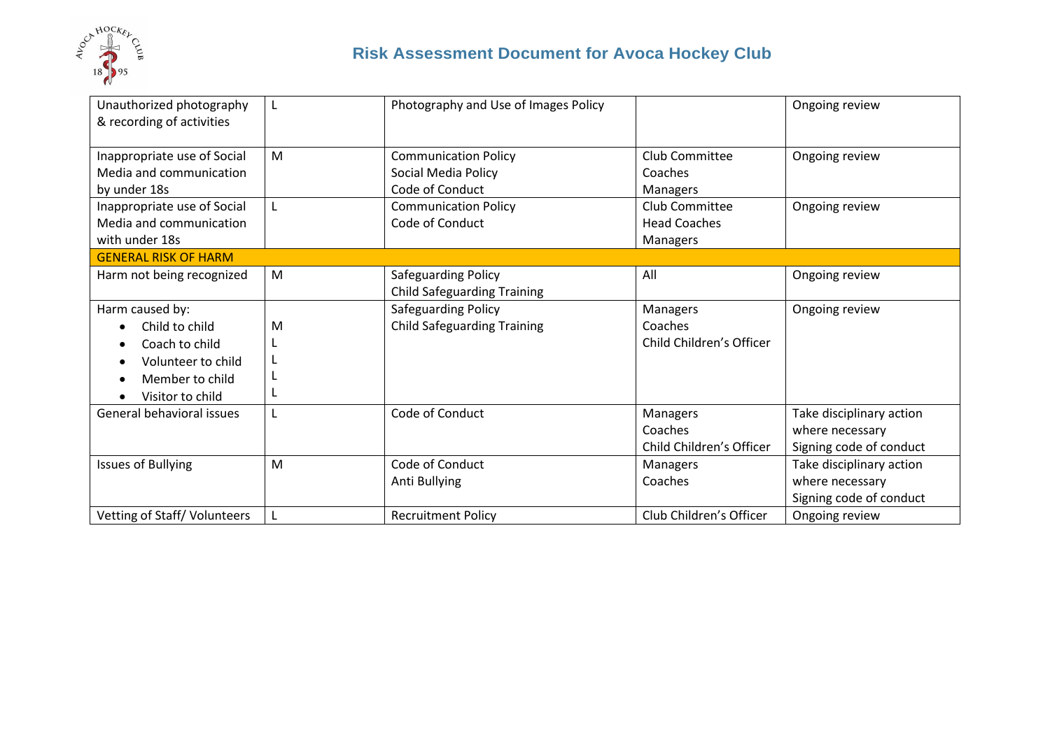| | | | | |
|---|---|---|---|---|
| Unauthorized photography & recording of activities | L | Photography and Use of Images Policy | | Ongoing review |
| Inappropriate use of Social Media and communication by under 18s | M | Communication Policy<br>Social Media Policy<br>Code of Conduct | Club Committee<br>Coaches<br>Managers | Ongoing review |
| Inappropriate use of Social Media and communication with under 18s | L | Communication Policy<br>Code of Conduct | Club Committee<br>Head Coaches<br>Managers | Ongoing review |
| GENERAL RISK OF HARM | | | | |
| Harm not being recognized | M | Safeguarding Policy<br>Child Safeguarding Training | All | Ongoing review |
| Harm caused by:<br>• Child to child<br>• Coach to child<br>• Volunteer to child<br>• Member to child<br>• Visitor to child | <br>M<br>L<br>L<br>L<br>L | Safeguarding Policy<br>Child Safeguarding Training | Managers<br>Coaches<br>Child Children's Officer | Ongoing review |
| General behavioral issues | L | Code of Conduct | Managers<br>Coaches<br>Child Children's Officer | Take disciplinary action where necessary<br>Signing code of conduct |
| Issues of Bullying | M | Code of Conduct<br>Anti Bullying | Managers<br>Coaches | Take disciplinary action where necessary<br>Signing code of conduct |
| Vetting of Staff/ Volunteers | L | Recruitment Policy | Club Children's Officer | Ongoing review |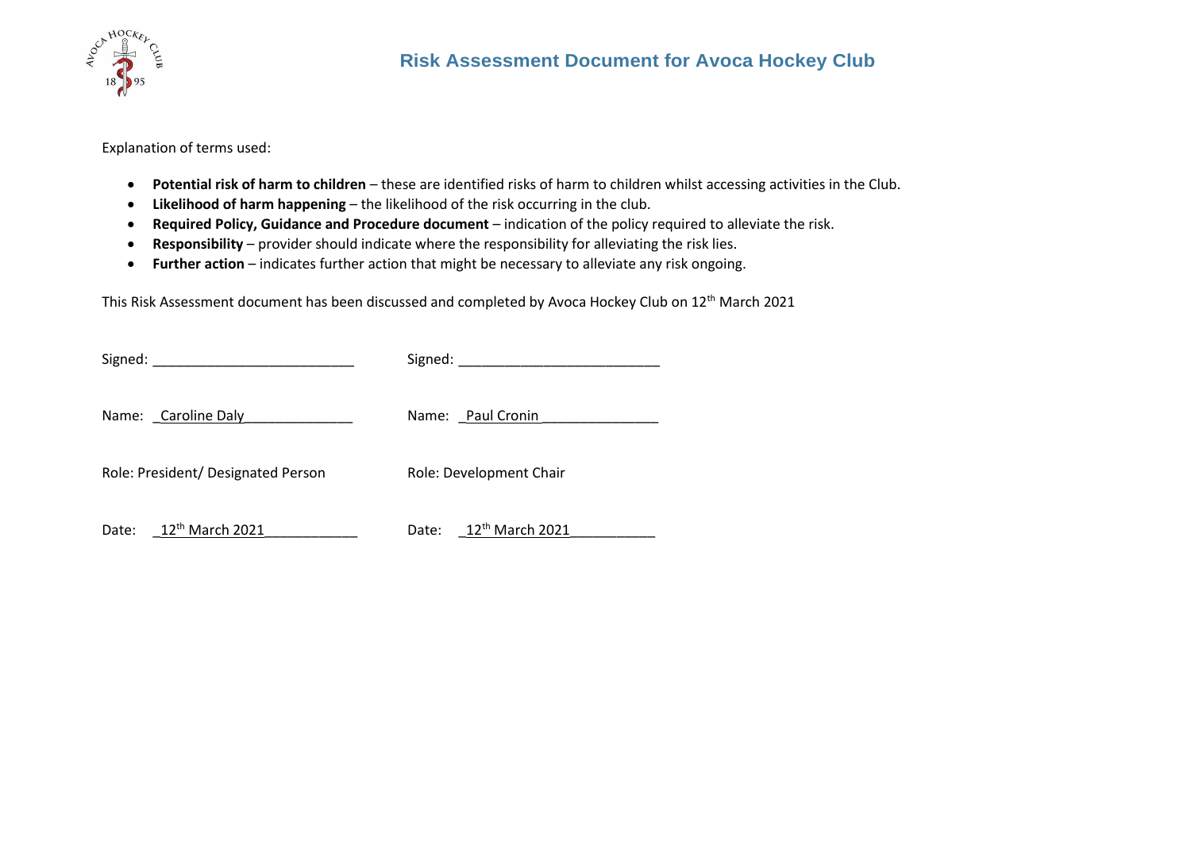# Risk Assessment Document for Avoca Hockey Club

Explanation of terms used:

- **Potential risk of harm to children** – these are identified risks of harm to children whilst accessing activities in the Club.
- **Likelihood of harm happening** – the likelihood of the risk occurring in the club.
- **Required Policy, Guidance and Procedure document** – indication of the policy required to alleviate the risk.
- **Responsibility** – provider should indicate where the responsibility for alleviating the risk lies.
- **Further action** – indicates further action that might be necessary to alleviate any risk ongoing.

This Risk Assessment document has been discussed and completed by Avoca Hockey Club on 12th March 2021

Signed: __________________________

Name: Caroline Daly

Role: President/ Designated Person

Date: 12th March 2021

Signed: __________________________

Name: Paul Cronin

Role: Development Chair

Date: 12th March 2021